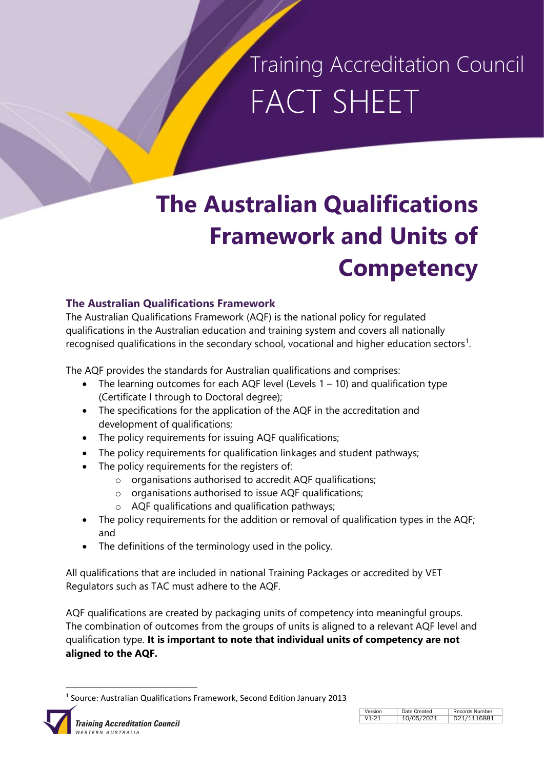Training Accreditation Council

FACT SHEET

# The Australian Qualifications Framework and Units of Competency

## The Australian Qualifications Framework

The Australian Qualifications Framework (AQF) is the national policy for regulated qualifications in the Australian education and training system and covers all nationally recognised qualifications in the secondary school, vocational and higher education sectors[1].

The AQF provides the standards for Australian qualifications and comprises:

- The learning outcomes for each AQF level (Levels 1 – 10) and qualification type (Certificate I through to Doctoral degree);
- The specifications for the application of the AQF in the accreditation and development of qualifications;
- The policy requirements for issuing AQF qualifications;
- The policy requirements for qualification linkages and student pathways;
- The policy requirements for the registers of:
  - organisations authorised to accredit AQF qualifications;
  - organisations authorised to issue AQF qualifications;
  - AQF qualifications and qualification pathways;
- The policy requirements for the addition or removal of qualification types in the AQF; and
- The definitions of the terminology used in the policy.

All qualifications that are included in national Training Packages or accredited by VET Regulators such as TAC must adhere to the AQF.

AQF qualifications are created by packaging units of competency into meaningful groups. The combination of outcomes from the groups of units is aligned to a relevant AQF level and qualification type. **It is important to note that individual units of competency are not aligned to the AQF.**

[1] Source: Australian Qualifications Framework, Second Edition January 2013

| Version | Date Created | Records Number |
| --- | --- | --- |
| V1-21 | 10/05/2021 | D21/1116881 |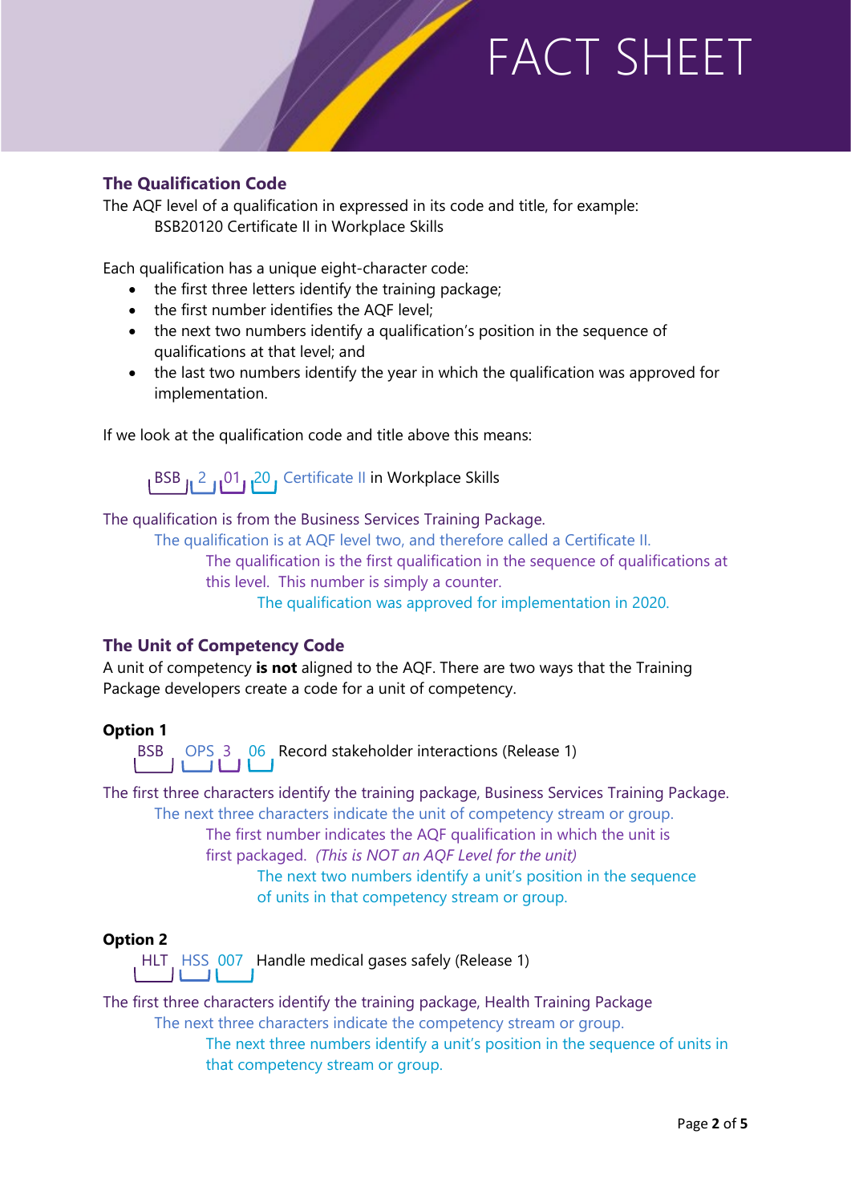# FACT SHEET

## The Qualification Code

The AQF level of a qualification in expressed in its code and title, for example:

BSB20120 Certificate II in Workplace Skills

Each qualification has a unique eight-character code:

- the first three letters identify the training package;
- the first number identifies the AQF level;
- the next two numbers identify a qualification's position in the sequence of qualifications at that level; and
- the last two numbers identify the year in which the qualification was approved for implementation.

If we look at the qualification code and title above this means:

BSB 2 01 20 Certificate II in Workplace Skills

The qualification is from the Business Services Training Package.

The qualification is at AQF level two, and therefore called a Certificate II.

The qualification is the first qualification in the sequence of qualifications at this level. This number is simply a counter.

The qualification was approved for implementation in 2020.

## The Unit of Competency Code

A unit of competency **is not** aligned to the AQF. There are two ways that the Training Package developers create a code for a unit of competency.

**Option 1**

BSB OPS 3 06 Record stakeholder interactions (Release 1)

The first three characters identify the training package, Business Services Training Package.

The next three characters indicate the unit of competency stream or group.

The first number indicates the AQF qualification in which the unit is first packaged. *(This is NOT an AQF Level for the unit)*

The next two numbers identify a unit's position in the sequence of units in that competency stream or group.

**Option 2**

HLT HSS 007 Handle medical gases safely (Release 1)

The first three characters identify the training package, Health Training Package

The next three characters indicate the competency stream or group.

The next three numbers identify a unit's position in the sequence of units in that competency stream or group.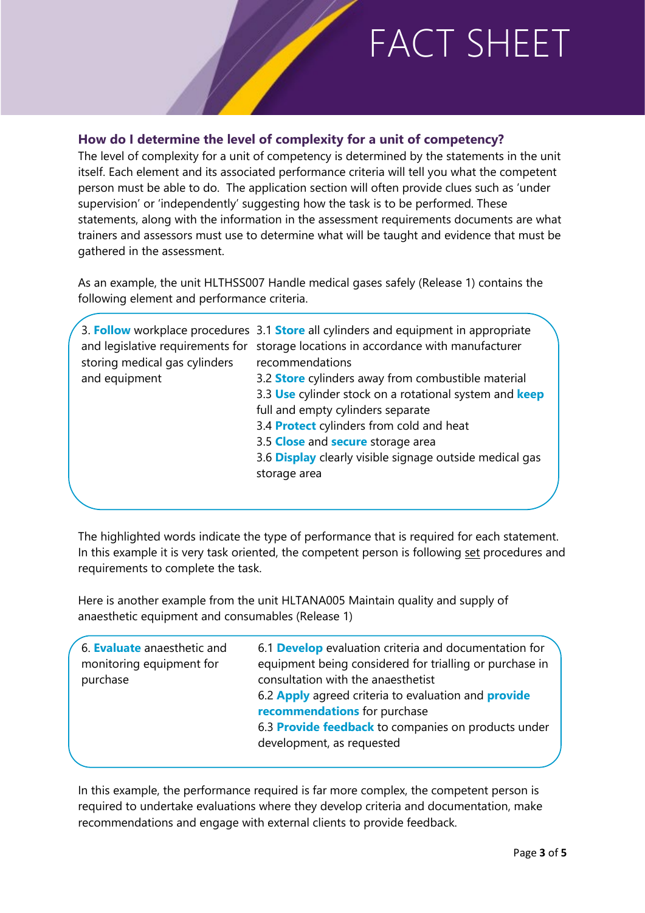FACT SHEET

### How do I determine the level of complexity for a unit of competency?

The level of complexity for a unit of competency is determined by the statements in the unit itself. Each element and its associated performance criteria will tell you what the competent person must be able to do. The application section will often provide clues such as 'under supervision' or 'independently' suggesting how the task is to be performed. These statements, along with the information in the assessment requirements documents are what trainers and assessors must use to determine what will be taught and evidence that must be gathered in the assessment.

As an example, the unit HLTHSS007 Handle medical gases safely (Release 1) contains the following element and performance criteria.

| Element | Performance criteria |
|---|---|
| 3. **Follow** workplace procedures and legislative requirements for storing medical gas cylinders and equipment | 3.1 **Store** all cylinders and equipment in appropriate storage locations in accordance with manufacturer recommendations<br>3.2 **Store** cylinders away from combustible material<br>3.3 **Use** cylinder stock on a rotational system and **keep** full and empty cylinders separate<br>3.4 **Protect** cylinders from cold and heat<br>3.5 **Close** and **secure** storage area<br>3.6 **Display** clearly visible signage outside medical gas storage area |

The highlighted words indicate the type of performance that is required for each statement. In this example it is very task oriented, the competent person is following set procedures and requirements to complete the task.

Here is another example from the unit HLTANA005 Maintain quality and supply of anaesthetic equipment and consumables (Release 1)

| Element | Performance criteria |
|---|---|
| 6. **Evaluate** anaesthetic and monitoring equipment for purchase | 6.1 **Develop** evaluation criteria and documentation for equipment being considered for trialling or purchase in consultation with the anaesthetist<br>6.2 **Apply** agreed criteria to evaluation and **provide recommendations** for purchase<br>6.3 **Provide feedback** to companies on products under development, as requested |

In this example, the performance required is far more complex, the competent person is required to undertake evaluations where they develop criteria and documentation, make recommendations and engage with external clients to provide feedback.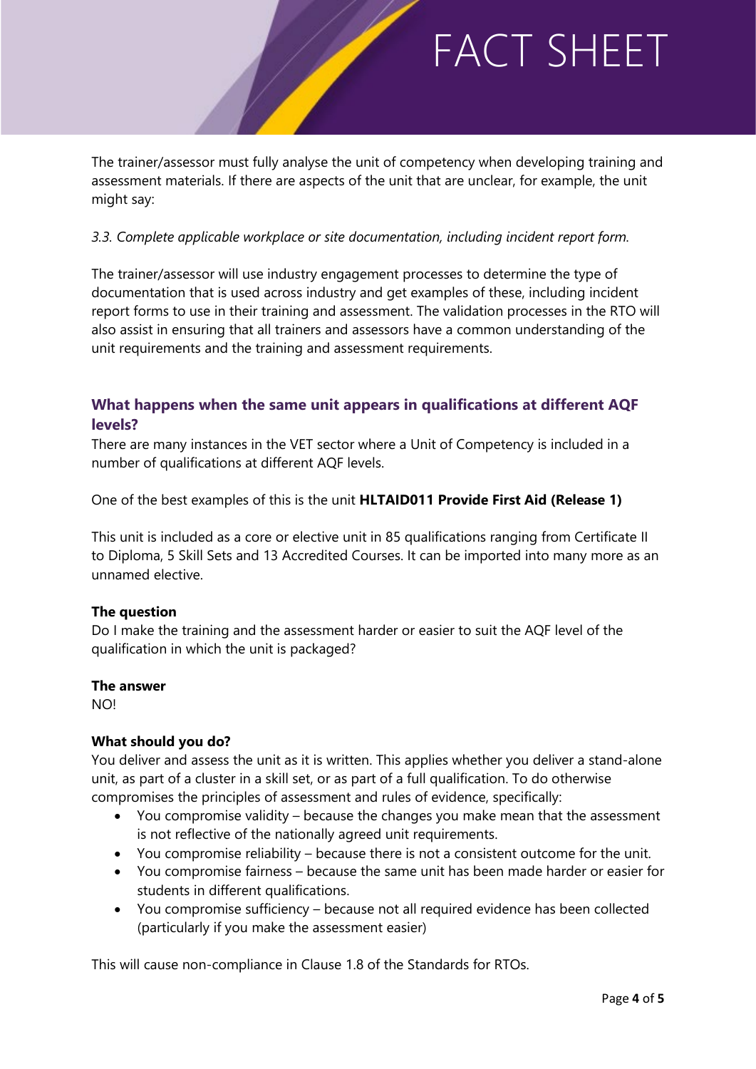The trainer/assessor must fully analyse the unit of competency when developing training and assessment materials. If there are aspects of the unit that are unclear, for example, the unit might say:

*3.3. Complete applicable workplace or site documentation, including incident report form.*

The trainer/assessor will use industry engagement processes to determine the type of documentation that is used across industry and get examples of these, including incident report forms to use in their training and assessment. The validation processes in the RTO will also assist in ensuring that all trainers and assessors have a common understanding of the unit requirements and the training and assessment requirements.

## What happens when the same unit appears in qualifications at different AQF levels?

There are many instances in the VET sector where a Unit of Competency is included in a number of qualifications at different AQF levels.

One of the best examples of this is the unit **HLTAID011 Provide First Aid (Release 1)**

This unit is included as a core or elective unit in 85 qualifications ranging from Certificate II to Diploma, 5 Skill Sets and 13 Accredited Courses. It can be imported into many more as an unnamed elective.

**The question**

Do I make the training and the assessment harder or easier to suit the AQF level of the qualification in which the unit is packaged?

**The answer**

NO!

**What should you do?**

You deliver and assess the unit as it is written. This applies whether you deliver a stand-alone unit, as part of a cluster in a skill set, or as part of a full qualification. To do otherwise compromises the principles of assessment and rules of evidence, specifically:

- You compromise validity – because the changes you make mean that the assessment is not reflective of the nationally agreed unit requirements.
- You compromise reliability – because there is not a consistent outcome for the unit.
- You compromise fairness – because the same unit has been made harder or easier for students in different qualifications.
- You compromise sufficiency – because not all required evidence has been collected (particularly if you make the assessment easier)

This will cause non-compliance in Clause 1.8 of the Standards for RTOs.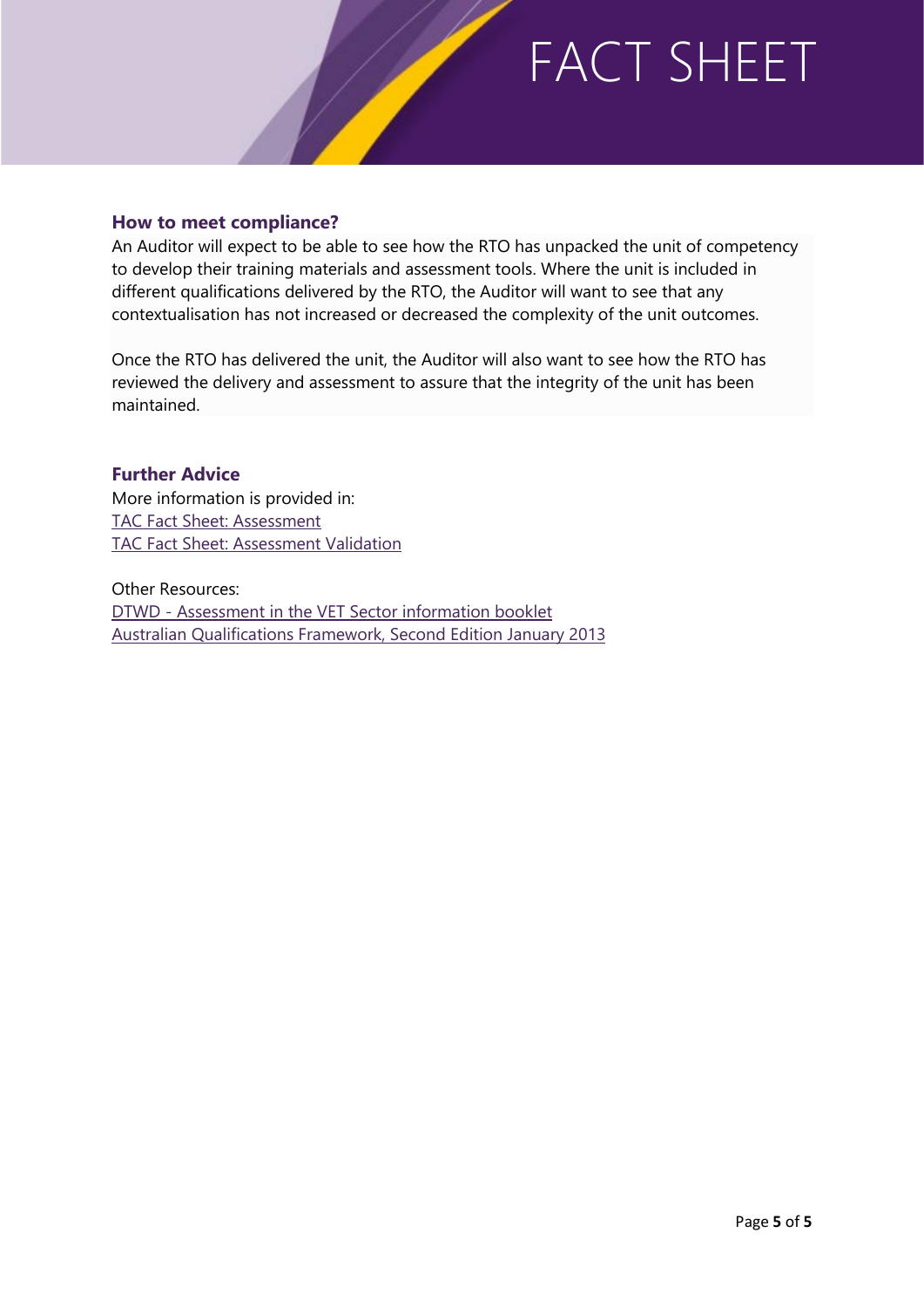### How to meet compliance?

An Auditor will expect to be able to see how the RTO has unpacked the unit of competency to develop their training materials and assessment tools. Where the unit is included in different qualifications delivered by the RTO, the Auditor will want to see that any contextualisation has not increased or decreased the complexity of the unit outcomes.

Once the RTO has delivered the unit, the Auditor will also want to see how the RTO has reviewed the delivery and assessment to assure that the integrity of the unit has been maintained.

### Further Advice

More information is provided in:
TAC Fact Sheet: Assessment
TAC Fact Sheet: Assessment Validation

Other Resources:
DTWD - Assessment in the VET Sector information booklet
Australian Qualifications Framework, Second Edition January 2013